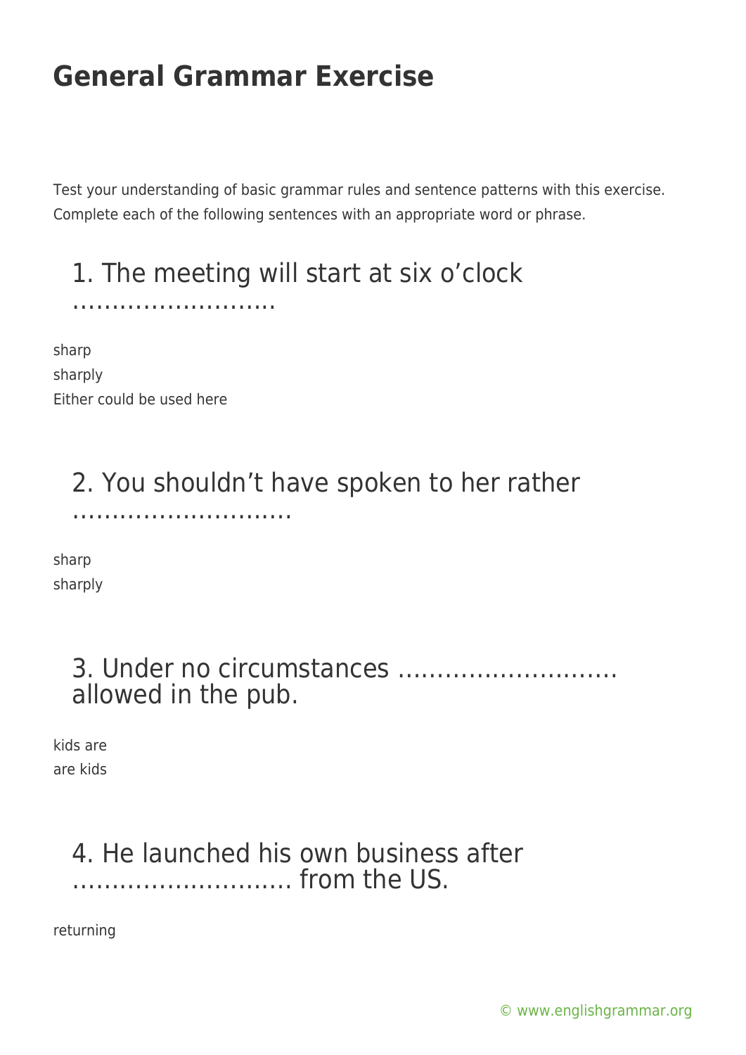# General Grammar Exercise

Test your understanding of basic grammar rules and sentence patterns with this exercise. Complete each of the following sentences with an appropriate word or phrase.

## 1. The meeting will start at six o'clock ……………………..

sharp
sharply
Either could be used here

## 2. You shouldn't have spoken to her rather ……………………….

sharp
sharply

## 3. Under no circumstances ……………………… allowed in the pub.

kids are
are kids

## 4. He launched his own business after ……………………… from the US.

returning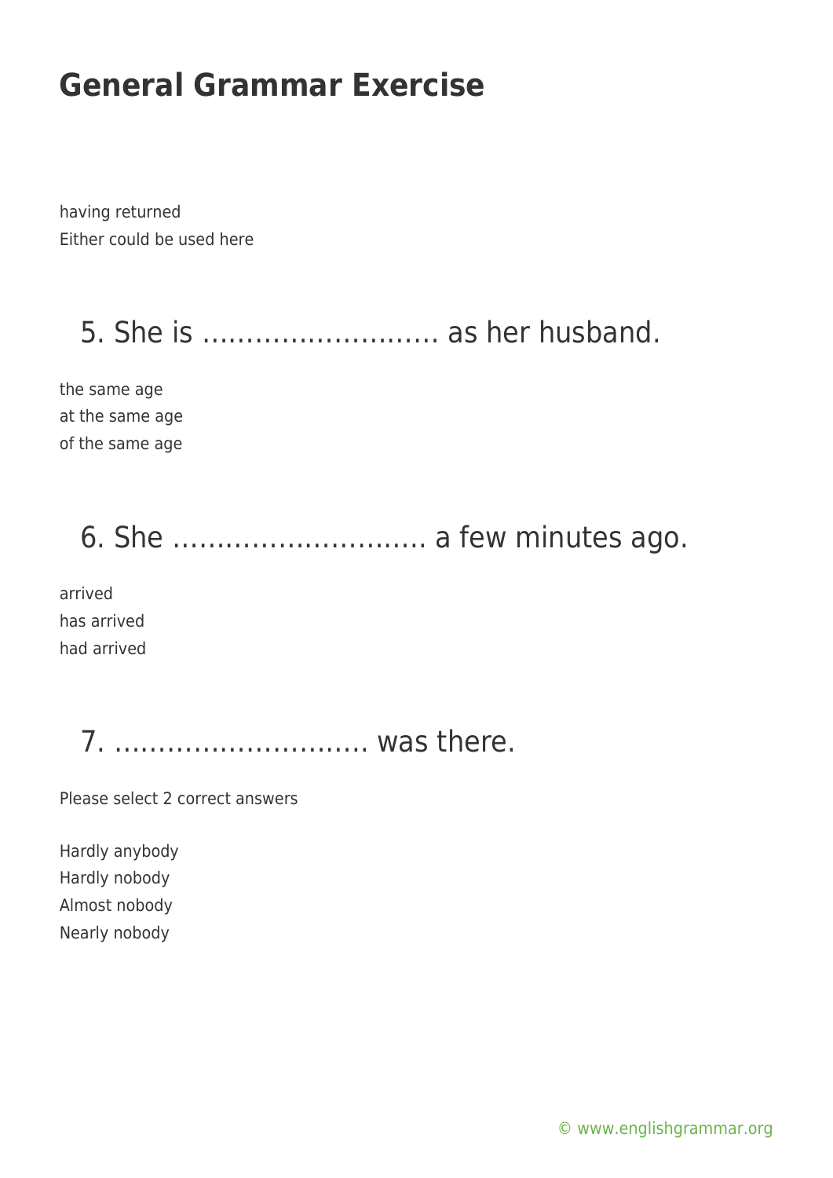# General Grammar Exercise

having returned
Either could be used here

## 5. She is ……………………… as her husband.

the same age
at the same age
of the same age

## 6. She ……………………….. a few minutes ago.

arrived
has arrived
had arrived

## 7. ……………………….. was there.

Please select 2 correct answers

Hardly anybody
Hardly nobody
Almost nobody
Nearly nobody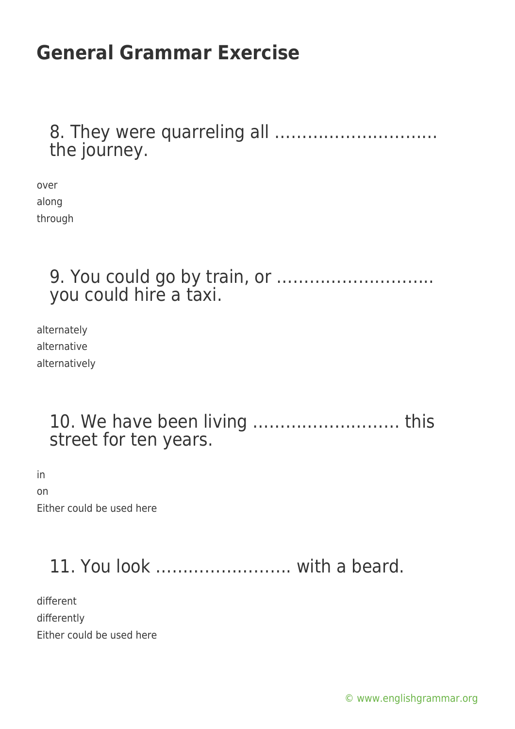# General Grammar Exercise

8. They were quarreling all ………………………… the journey.

over
along
through

9. You could go by train, or ……………………….. you could hire a taxi.

alternately
alternative
alternatively

10. We have been living ……………………… this street for ten years.

in
on
Either could be used here

11. You look ……………………. with a beard.

different
differently
Either could be used here

© www.englishgrammar.org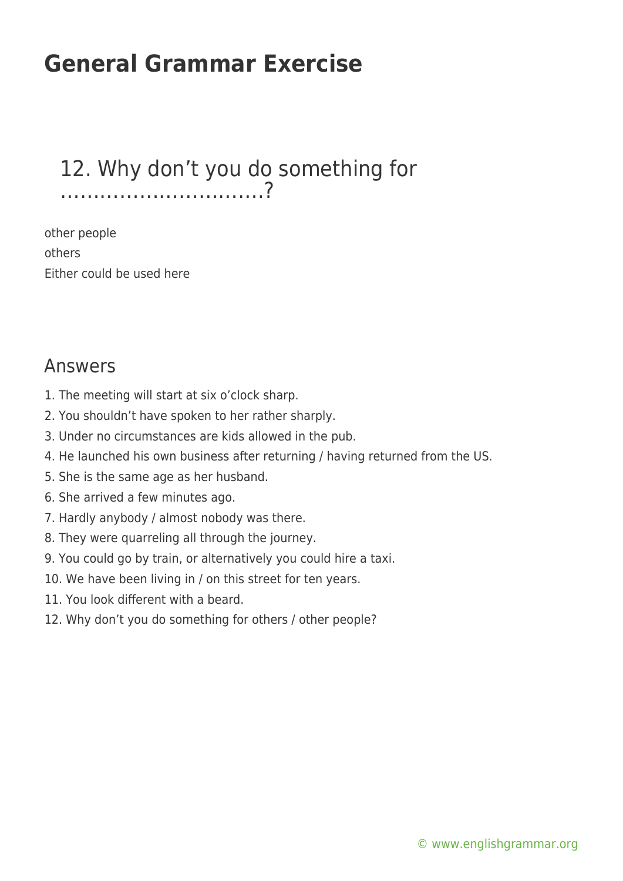# General Grammar Exercise

## 12. Why don't you do something for ..............................?

other people
others
Either could be used here

## Answers

1. The meeting will start at six o'clock sharp.
2. You shouldn't have spoken to her rather sharply.
3. Under no circumstances are kids allowed in the pub.
4. He launched his own business after returning / having returned from the US.
5. She is the same age as her husband.
6. She arrived a few minutes ago.
7. Hardly anybody / almost nobody was there.
8. They were quarreling all through the journey.
9. You could go by train, or alternatively you could hire a taxi.
10. We have been living in / on this street for ten years.
11. You look different with a beard.
12. Why don't you do something for others / other people?

© www.englishgrammar.org